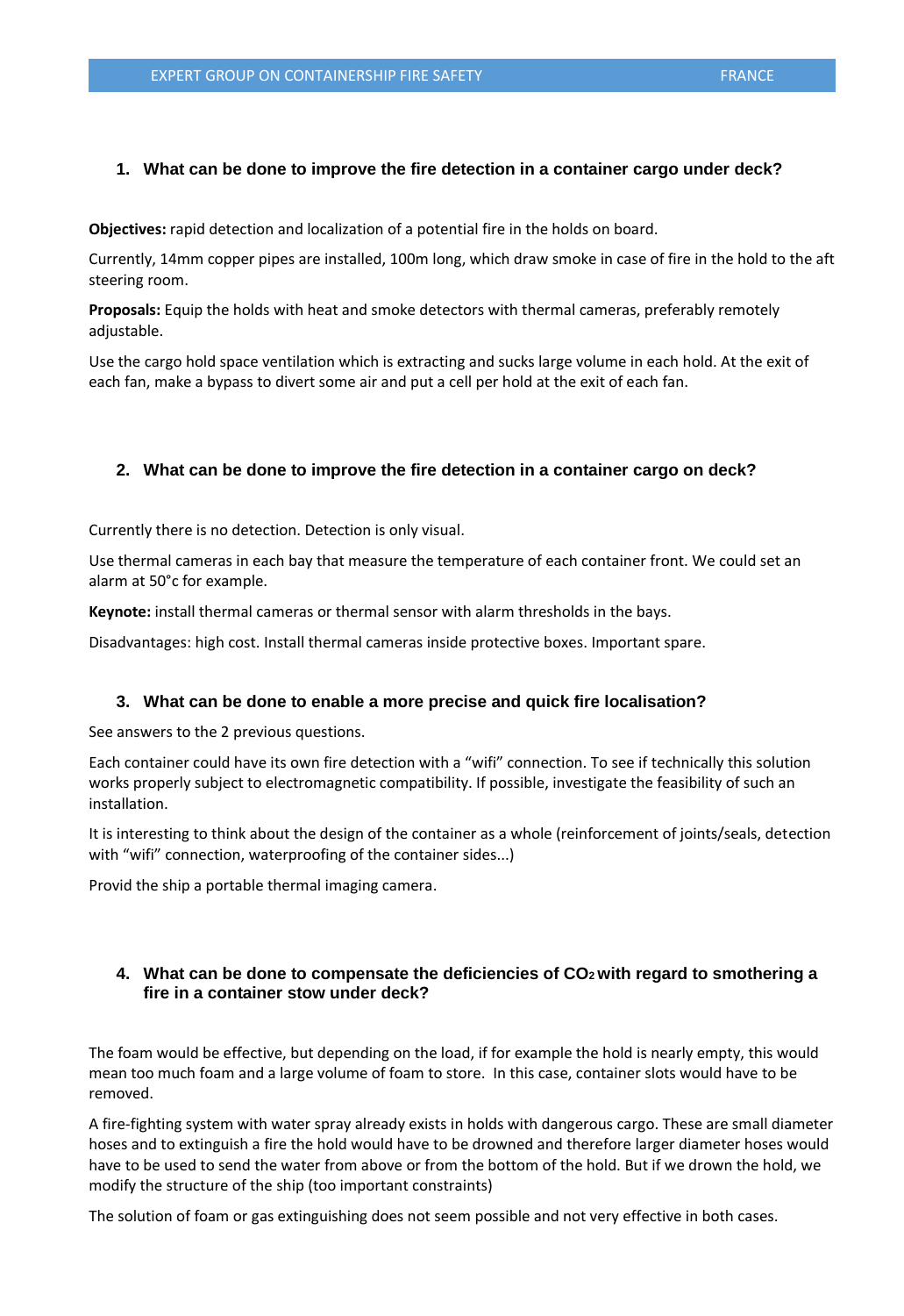## 1. What can be done to improve the fire detection in a container cargo under deck?

**Objectives:** rapid detection and localization of a potential fire in the holds on board.

Currently, 14mm copper pipes are installed, 100m long, which draw smoke in case of fire in the hold to the aft steering room.

**Proposals:** Equip the holds with heat and smoke detectors with thermal cameras, preferably remotely adjustable.

Use the cargo hold space ventilation which is extracting and sucks large volume in each hold. At the exit of each fan, make a bypass to divert some air and put a cell per hold at the exit of each fan.

## 2. What can be done to improve the fire detection in a container cargo on deck?

Currently there is no detection. Detection is only visual.

Use thermal cameras in each bay that measure the temperature of each container front. We could set an alarm at 50°c for example.

**Keynote:** install thermal cameras or thermal sensor with alarm thresholds in the bays.

Disadvantages: high cost. Install thermal cameras inside protective boxes. Important spare.

## 3. What can be done to enable a more precise and quick fire localisation?

See answers to the 2 previous questions.

Each container could have its own fire detection with a "wifi" connection. To see if technically this solution works properly subject to electromagnetic compatibility. If possible, investigate the feasibility of such an installation.

It is interesting to think about the design of the container as a whole (reinforcement of joints/seals, detection with "wifi" connection, waterproofing of the container sides...)

Provid the ship a portable thermal imaging camera.

## 4. What can be done to compensate the deficiencies of $CO_2$ with regard to smothering a fire in a container stow under deck?

The foam would be effective, but depending on the load, if for example the hold is nearly empty, this would mean too much foam and a large volume of foam to store. In this case, container slots would have to be removed.

A fire-fighting system with water spray already exists in holds with dangerous cargo. These are small diameter hoses and to extinguish a fire the hold would have to be drowned and therefore larger diameter hoses would have to be used to send the water from above or from the bottom of the hold. But if we drown the hold, we modify the structure of the ship (too important constraints)

The solution of foam or gas extinguishing does not seem possible and not very effective in both cases.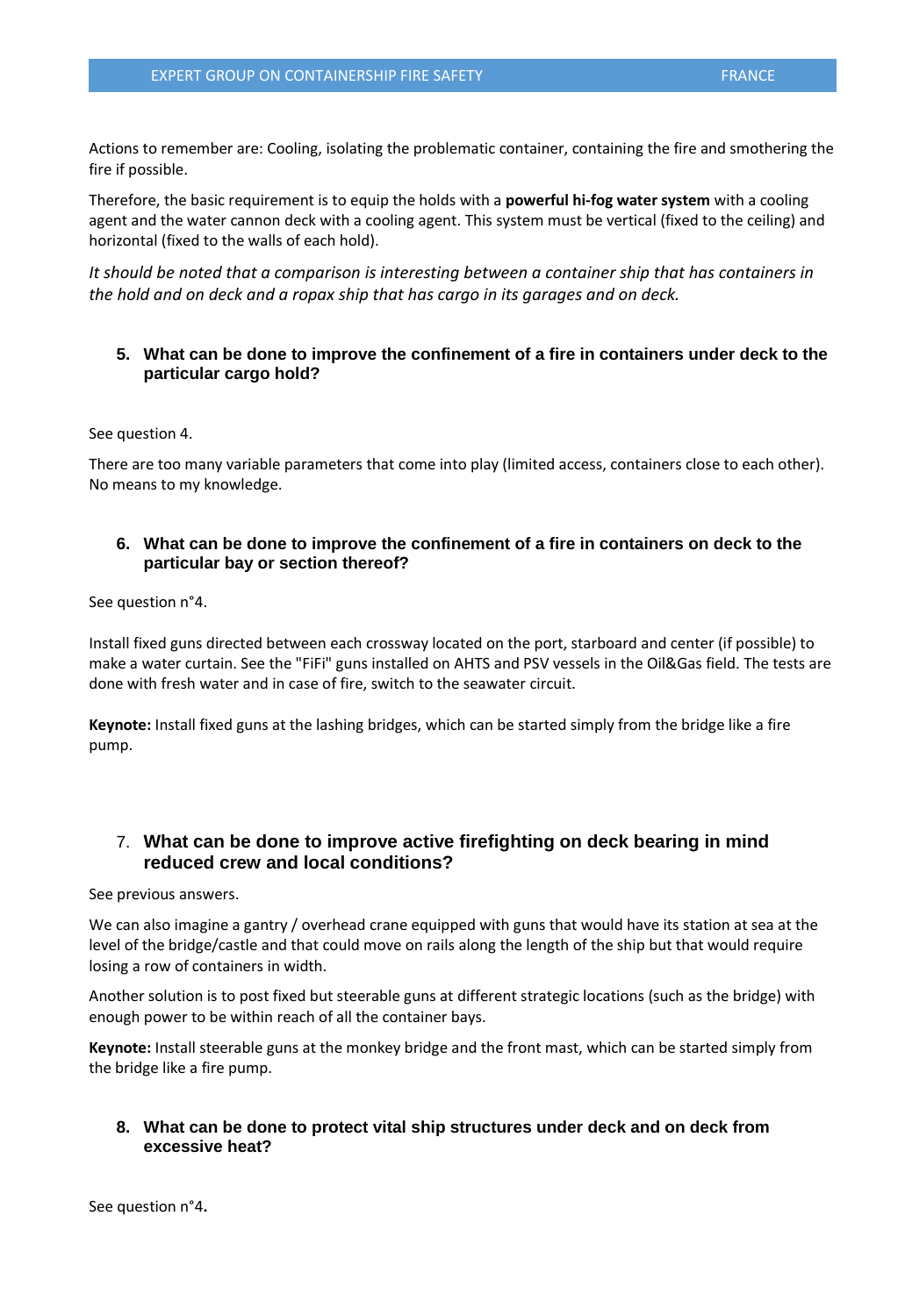Actions to remember are: Cooling, isolating the problematic container, containing the fire and smothering the fire if possible.

Therefore, the basic requirement is to equip the holds with a **powerful hi-fog water system** with a cooling agent and the water cannon deck with a cooling agent. This system must be vertical (fixed to the ceiling) and horizontal (fixed to the walls of each hold).

*It should be noted that a comparison is interesting between a container ship that has containers in the hold and on deck and a ropax ship that has cargo in its garages and on deck.*

## 5. What can be done to improve the confinement of a fire in containers under deck to the particular cargo hold?

See question 4.

There are too many variable parameters that come into play (limited access, containers close to each other). No means to my knowledge.

## 6. What can be done to improve the confinement of a fire in containers on deck to the particular bay or section thereof?

See question n°4.

Install fixed guns directed between each crossway located on the port, starboard and center (if possible) to make a water curtain. See the "FiFi" guns installed on AHTS and PSV vessels in the Oil&Gas field. The tests are done with fresh water and in case of fire, switch to the seawater circuit.

**Keynote:** Install fixed guns at the lashing bridges, which can be started simply from the bridge like a fire pump.

## 7. What can be done to improve active firefighting on deck bearing in mind reduced crew and local conditions?

See previous answers.

We can also imagine a gantry / overhead crane equipped with guns that would have its station at sea at the level of the bridge/castle and that could move on rails along the length of the ship but that would require losing a row of containers in width.

Another solution is to post fixed but steerable guns at different strategic locations (such as the bridge) with enough power to be within reach of all the container bays.

**Keynote:** Install steerable guns at the monkey bridge and the front mast, which can be started simply from the bridge like a fire pump.

## 8. What can be done to protect vital ship structures under deck and on deck from excessive heat?

See question n°4**.**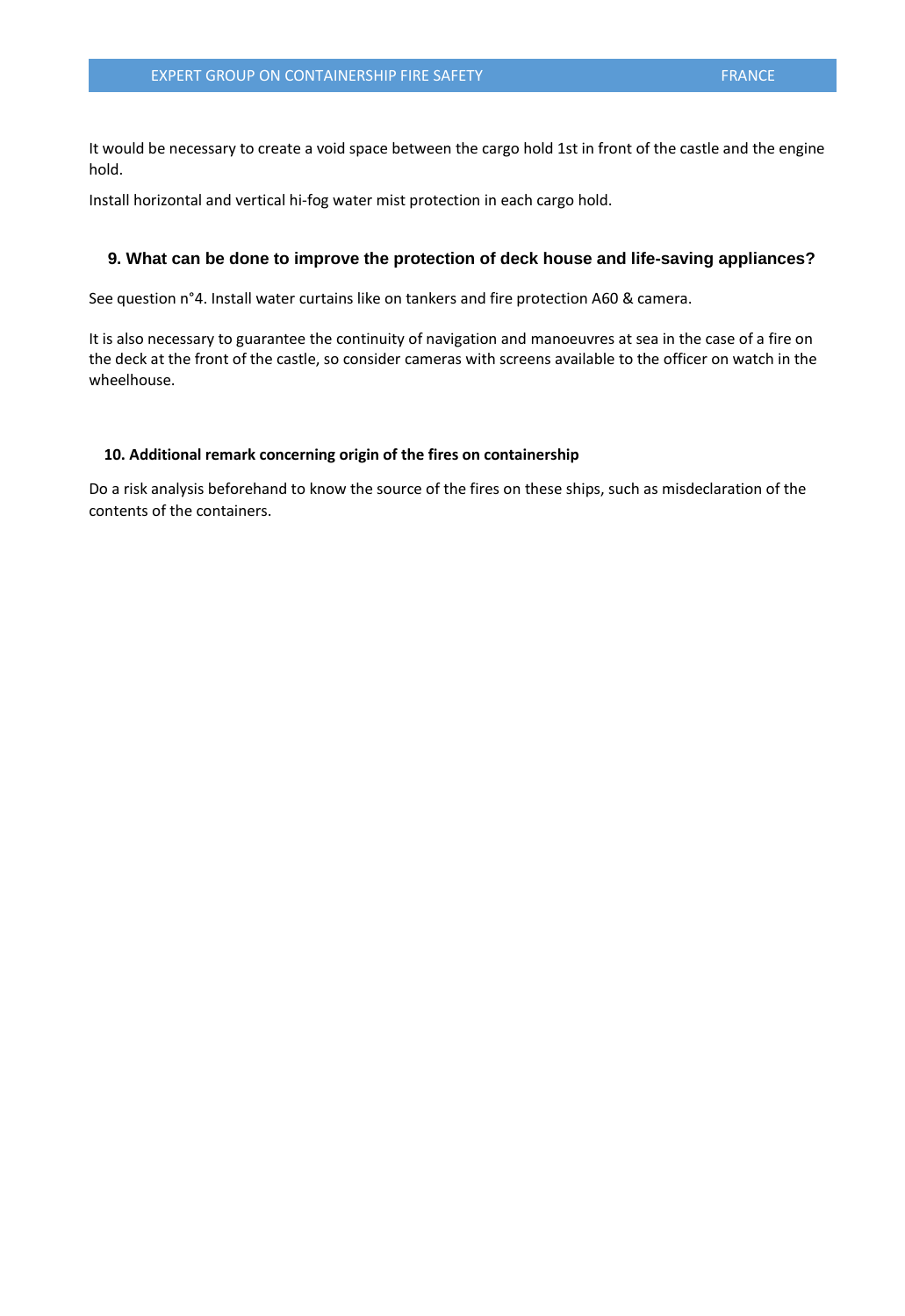It would be necessary to create a void space between the cargo hold 1st in front of the castle and the engine hold.

Install horizontal and vertical hi-fog water mist protection in each cargo hold.

### 9. What can be done to improve the protection of deck house and life-saving appliances?

See question n°4. Install water curtains like on tankers and fire protection A60 & camera.

It is also necessary to guarantee the continuity of navigation and manoeuvres at sea in the case of a fire on the deck at the front of the castle, so consider cameras with screens available to the officer on watch in the wheelhouse.

### 10. Additional remark concerning origin of the fires on containership

Do a risk analysis beforehand to know the source of the fires on these ships, such as misdeclaration of the contents of the containers.